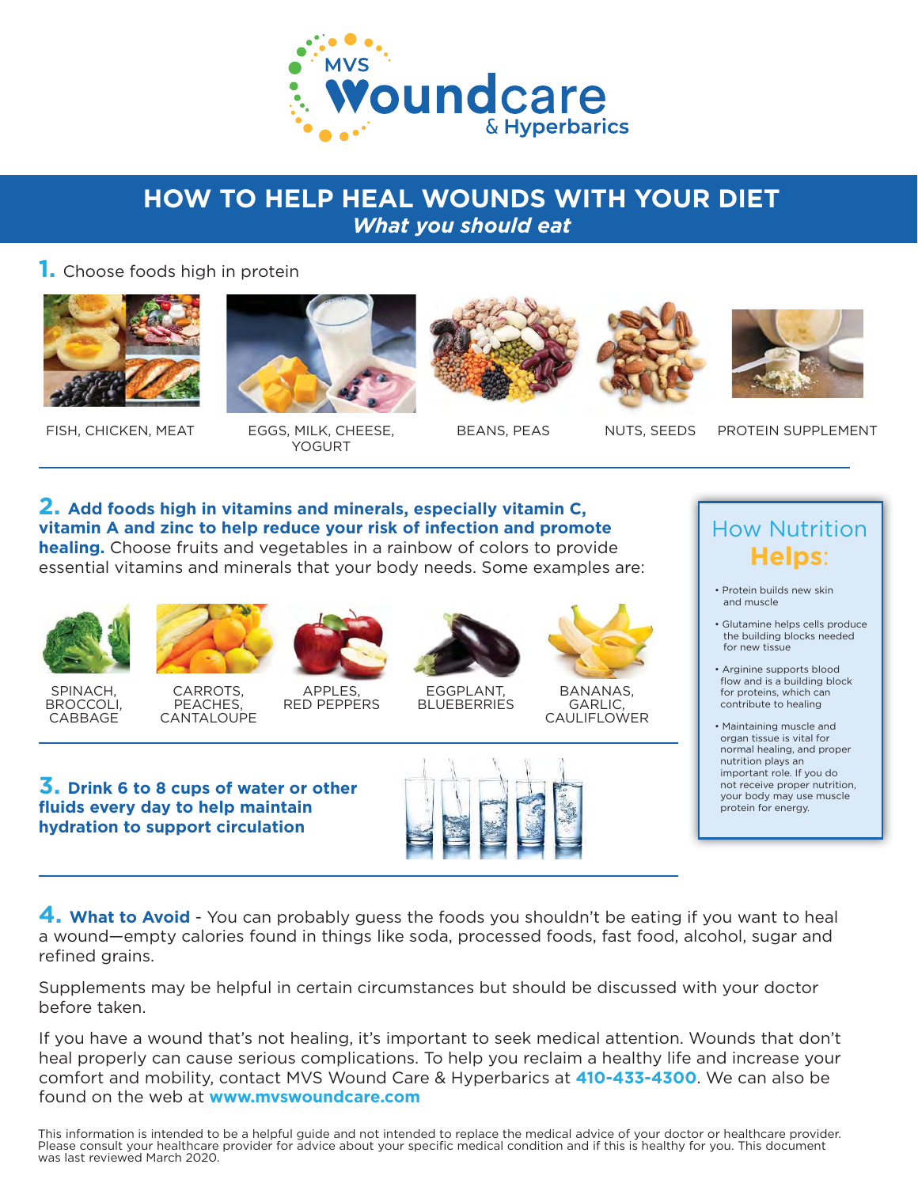MVS Woundcare & Hyperbarics

# HOW TO HELP HEAL WOUNDS WITH YOUR DIET

***What you should eat***

**1.** Choose foods high in protein

FISH, CHICKEN, MEAT

EGGS, MILK, CHEESE, YOGURT

BEANS, PEAS

NUTS, SEEDS

PROTEIN SUPPLEMENT

**2. Add foods high in vitamins and minerals, especially vitamin C, vitamin A and zinc to help reduce your risk of infection and promote healing.** Choose fruits and vegetables in a rainbow of colors to provide essential vitamins and minerals that your body needs. Some examples are:

SPINACH, BROCCOLI, CABBAGE

CARROTS, PEACHES, CANTALOUPE

APPLES, RED PEPPERS

EGGPLANT, BLUEBERRIES

BANANAS, GARLIC, CAULIFLOWER

**3. Drink 6 to 8 cups of water or other fluids every day to help maintain hydration to support circulation**

## How Nutrition Helps:

- Protein builds new skin and muscle
- Glutamine helps cells produce the building blocks needed for new tissue
- Arginine supports blood flow and is a building block for proteins, which can contribute to healing
- Maintaining muscle and organ tissue is vital for normal healing, and proper nutrition plays an important role. If you do not receive proper nutrition, your body may use muscle protein for energy.

**4. What to Avoid** - You can probably guess the foods you shouldn't be eating if you want to heal a wound—empty calories found in things like soda, processed foods, fast food, alcohol, sugar and refined grains.

Supplements may be helpful in certain circumstances but should be discussed with your doctor before taken.

If you have a wound that's not healing, it's important to seek medical attention. Wounds that don't heal properly can cause serious complications. To help you reclaim a healthy life and increase your comfort and mobility, contact MVS Wound Care & Hyperbarics at **410-433-4300**. We can also be found on the web at **www.mvswoundcare.com**

This information is intended to be a helpful guide and not intended to replace the medical advice of your doctor or healthcare provider. Please consult your healthcare provider for advice about your specific medical condition and if this is healthy for you. This document was last reviewed March 2020.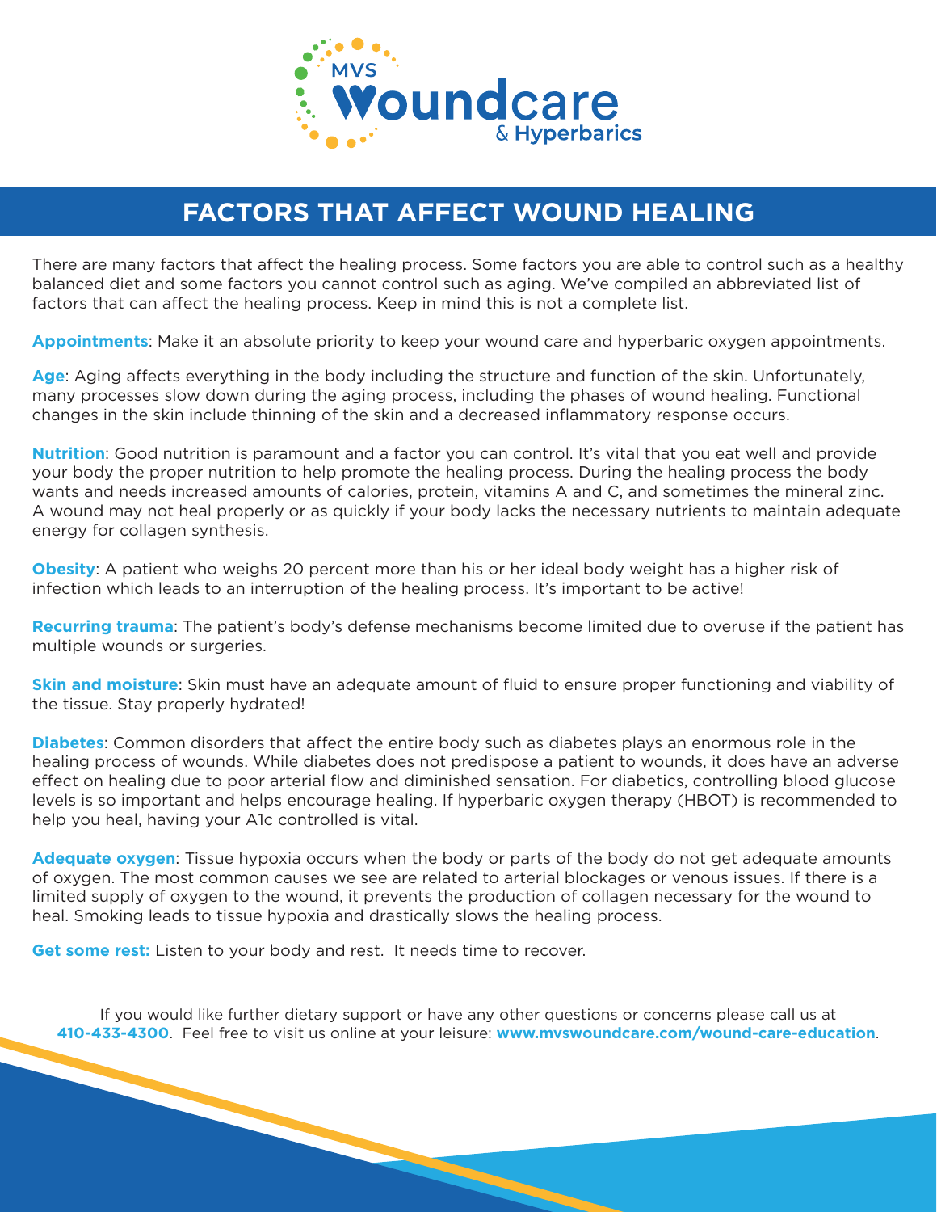MVS Woundcare & Hyperbarics

# FACTORS THAT AFFECT WOUND HEALING

There are many factors that affect the healing process. Some factors you are able to control such as a healthy balanced diet and some factors you cannot control such as aging. We've compiled an abbreviated list of factors that can affect the healing process. Keep in mind this is not a complete list.

**Appointments**: Make it an absolute priority to keep your wound care and hyperbaric oxygen appointments.

**Age**: Aging affects everything in the body including the structure and function of the skin. Unfortunately, many processes slow down during the aging process, including the phases of wound healing. Functional changes in the skin include thinning of the skin and a decreased inflammatory response occurs.

**Nutrition**: Good nutrition is paramount and a factor you can control. It's vital that you eat well and provide your body the proper nutrition to help promote the healing process. During the healing process the body wants and needs increased amounts of calories, protein, vitamins A and C, and sometimes the mineral zinc. A wound may not heal properly or as quickly if your body lacks the necessary nutrients to maintain adequate energy for collagen synthesis.

**Obesity**: A patient who weighs 20 percent more than his or her ideal body weight has a higher risk of infection which leads to an interruption of the healing process. It's important to be active!

**Recurring trauma**: The patient's body's defense mechanisms become limited due to overuse if the patient has multiple wounds or surgeries.

**Skin and moisture**: Skin must have an adequate amount of fluid to ensure proper functioning and viability of the tissue. Stay properly hydrated!

**Diabetes**: Common disorders that affect the entire body such as diabetes plays an enormous role in the healing process of wounds. While diabetes does not predispose a patient to wounds, it does have an adverse effect on healing due to poor arterial flow and diminished sensation. For diabetics, controlling blood glucose levels is so important and helps encourage healing. If hyperbaric oxygen therapy (HBOT) is recommended to help you heal, having your A1c controlled is vital.

**Adequate oxygen**: Tissue hypoxia occurs when the body or parts of the body do not get adequate amounts of oxygen. The most common causes we see are related to arterial blockages or venous issues. If there is a limited supply of oxygen to the wound, it prevents the production of collagen necessary for the wound to heal. Smoking leads to tissue hypoxia and drastically slows the healing process.

**Get some rest:** Listen to your body and rest. It needs time to recover.

If you would like further dietary support or have any other questions or concerns please call us at **410-433-4300**. Feel free to visit us online at your leisure: **www.mvswoundcare.com/wound-care-education**.